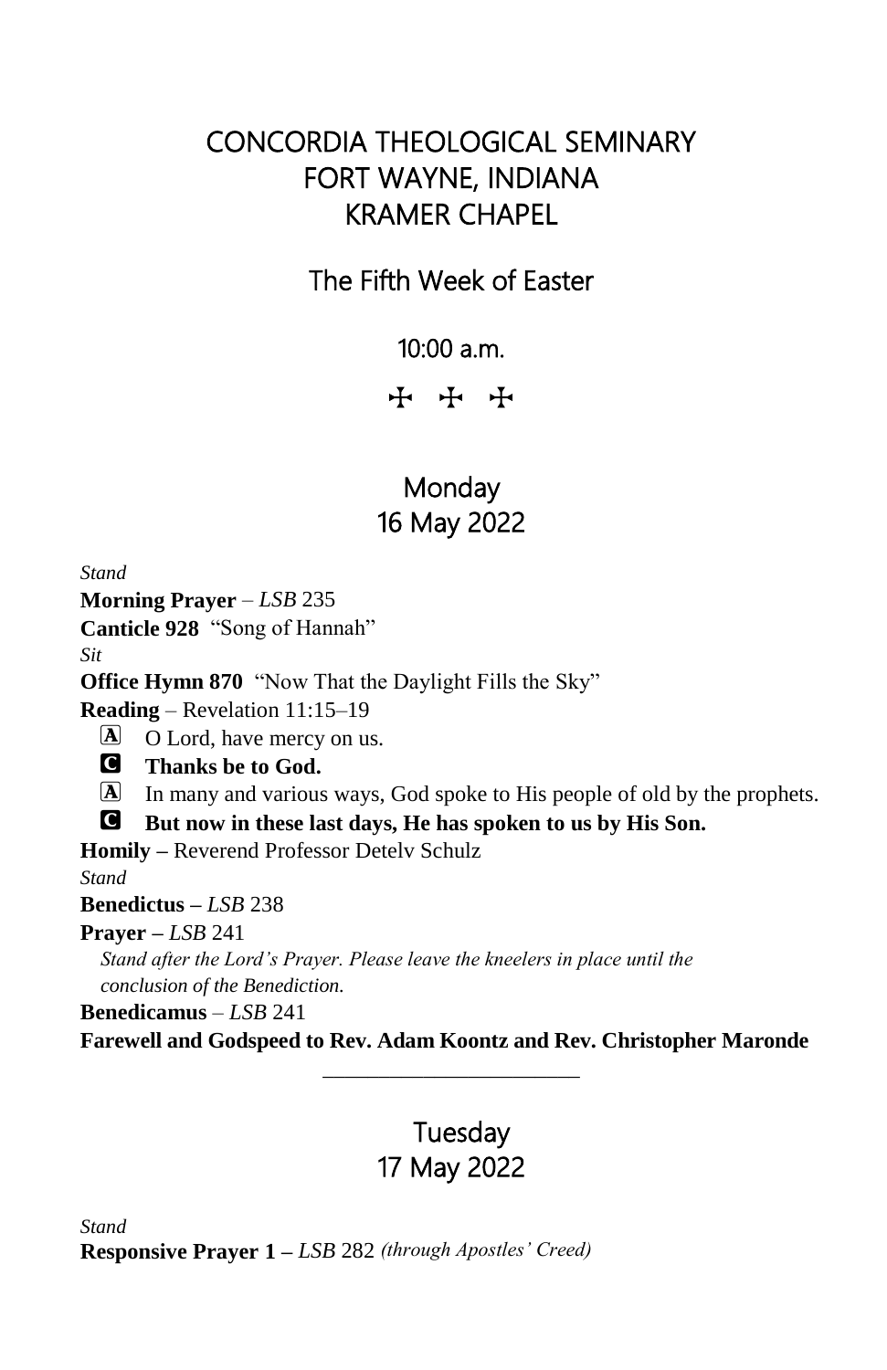# CONCORDIA THEOLOGICAL SEMINARY
# FORT WAYNE, INDIANA
# KRAMER CHAPEL

## The Fifth Week of Easter

10:00 a.m.

✠ ✠ ✠

## Monday
## 16 May 2022

*Stand*

**Morning Prayer** – *LSB* 235

**Canticle 928** "Song of Hannah"

*Sit*

**Office Hymn 870** "Now That the Daylight Fills the Sky"

**Reading** – Revelation 11:15–19

A O Lord, have mercy on us.

C **Thanks be to God.**

A In many and various ways, God spoke to His people of old by the prophets.

C **But now in these last days, He has spoken to us by His Son.**

**Homily –** Reverend Professor Detelv Schulz

*Stand*

**Benedictus –** *LSB* 238

**Prayer –** *LSB* 241

*Stand after the Lord's Prayer. Please leave the kneelers in place until the conclusion of the Benediction.*

**Benedicamus** – *LSB* 241

**Farewell and Godspeed to Rev. Adam Koontz and Rev. Christopher Maronde**

---

## Tuesday
## 17 May 2022

*Stand*

**Responsive Prayer 1 –** *LSB* 282 *(through Apostles' Creed)*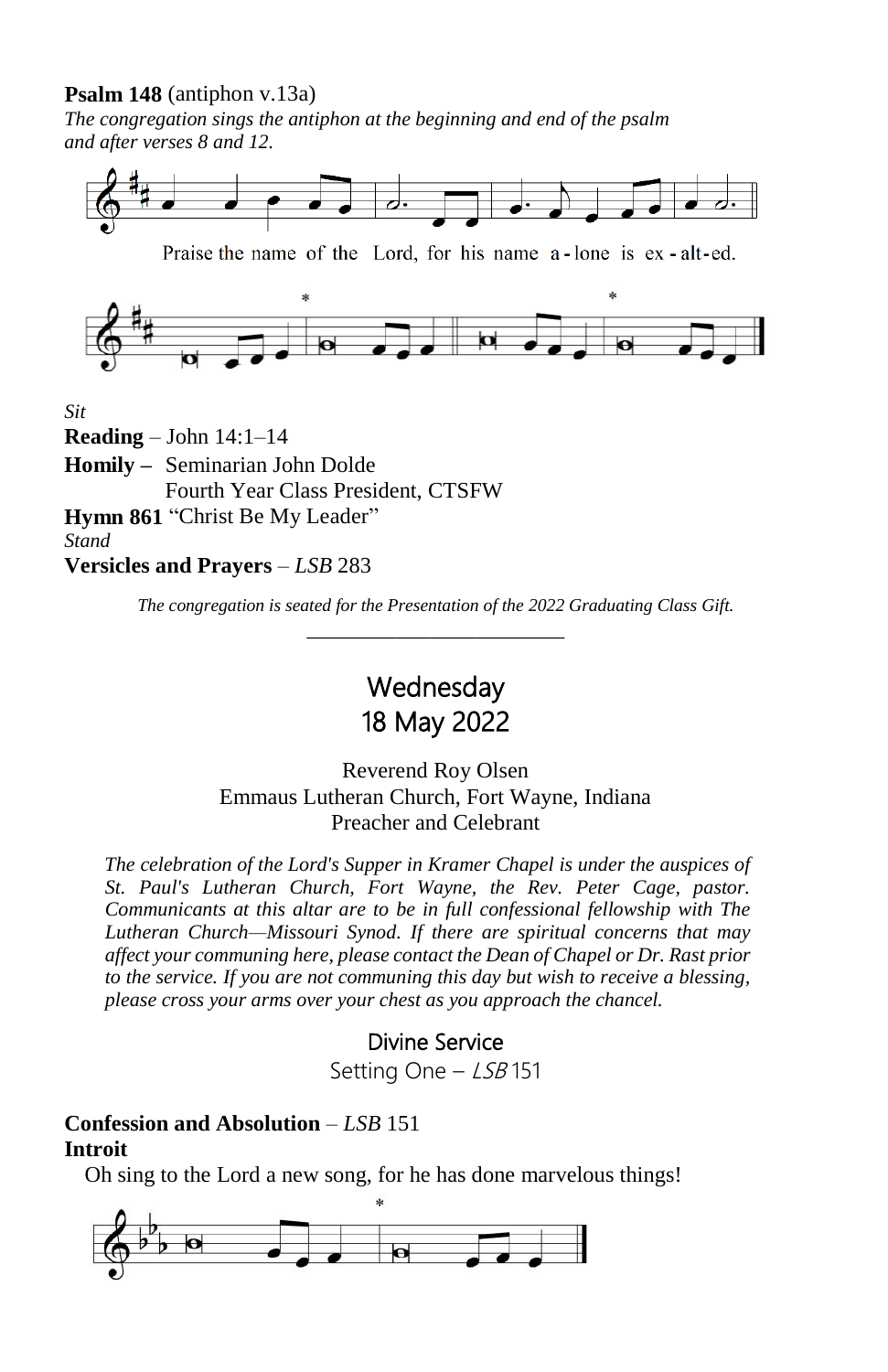**Psalm 148** (antiphon v.13a)

*The congregation sings the antiphon at the beginning and end of the psalm and after verses 8 and 12.*

Praise the name of the Lord, for his name a-lone is ex-alt-ed.

*Sit*

**Reading** – John 14:1–14

**Homily –** Seminarian John Dolde
Fourth Year Class President, CTSFW

**Hymn 861** "Christ Be My Leader"

*Stand*

**Versicles and Prayers** – *LSB* 283

*The congregation is seated for the Presentation of the 2022 Graduating Class Gift.*

---

## Wednesday
## 18 May 2022

Reverend Roy Olsen
Emmaus Lutheran Church, Fort Wayne, Indiana
Preacher and Celebrant

*The celebration of the Lord's Supper in Kramer Chapel is under the auspices of St. Paul's Lutheran Church, Fort Wayne, the Rev. Peter Cage, pastor. Communicants at this altar are to be in full confessional fellowship with The Lutheran Church—Missouri Synod. If there are spiritual concerns that may affect your communing here, please contact the Dean of Chapel or Dr. Rast prior to the service. If you are not communing this day but wish to receive a blessing, please cross your arms over your chest as you approach the chancel.*

### Divine Service
Setting One – *LSB* 151

**Confession and Absolution** – *LSB* 151

**Introit**

Oh sing to the Lord a new song, for he has done marvelous things!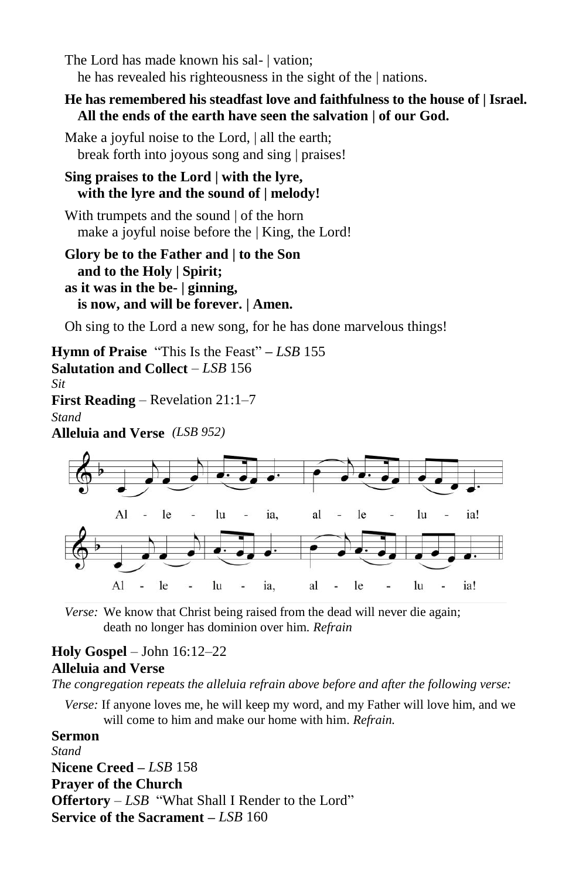The Lord has made known his sal- | vation;
he has revealed his righteousness in the sight of the | nations.

**He has remembered his steadfast love and faithfulness to the house of | Israel.**
**All the ends of the earth have seen the salvation | of our God.**

Make a joyful noise to the Lord, | all the earth;
break forth into joyous song and sing | praises!

**Sing praises to the Lord | with the lyre,**
**with the lyre and the sound of | melody!**

With trumpets and the sound | of the horn
make a joyful noise before the | King, the Lord!

**Glory be to the Father and | to the Son**
**and to the Holy | Spirit;**
**as it was in the be- | ginning,**
**is now, and will be forever. | Amen.**

Oh sing to the Lord a new song, for he has done marvelous things!

**Hymn of Praise** "This Is the Feast" – *LSB* 155
**Salutation and Collect** – *LSB* 156
*Sit*
**First Reading** – Revelation 21:1–7
*Stand*
**Alleluia and Verse** *(LSB 952)*

Al - le - lu - ia, al - le - lu - ia!
Al - le - lu - ia, al - le - lu - ia!

*Verse:* We know that Christ being raised from the dead will never die again; death no longer has dominion over him. *Refrain*

**Holy Gospel** – John 16:12–22
**Alleluia and Verse**
*The congregation repeats the alleluia refrain above before and after the following verse:*

*Verse:* If anyone loves me, he will keep my word, and my Father will love him, and we will come to him and make our home with him. *Refrain.*

**Sermon**
*Stand*
**Nicene Creed –** *LSB* 158
**Prayer of the Church**
**Offertory** – *LSB* "What Shall I Render to the Lord"
**Service of the Sacrament –** *LSB* 160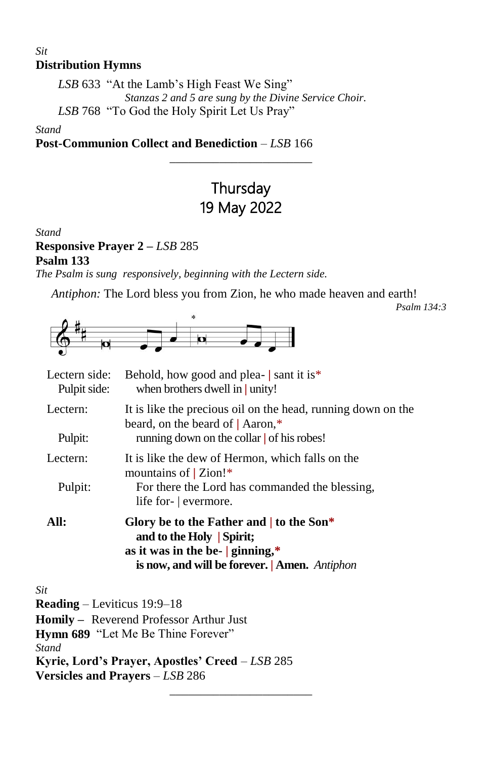*Sit*

**Distribution Hymns**

*LSB* 633 "At the Lamb's High Feast We Sing"

*Stanzas 2 and 5 are sung by the Divine Service Choir.*

*LSB* 768 "To God the Holy Spirit Let Us Pray"

*Stand*

**Post-Communion Collect and Benediction** – *LSB* 166

---

## Thursday
## 19 May 2022

*Stand*

**Responsive Prayer 2 –** *LSB* 285

**Psalm 133**

*The Psalm is sung responsively, beginning with the Lectern side.*

*Antiphon:* The Lord bless you from Zion, he who made heaven and earth!

*Psalm 134:3*

| | |
|---|---|
| Lectern side: | Behold, how good and plea- \| sant it is* |
| Pulpit side: | when brothers dwell in \| unity! |
| Lectern: | It is like the precious oil on the head, running down on the beard, on the beard of \| Aaron,* |
| Pulpit: | running down on the collar \| of his robes! |
| Lectern: | It is like the dew of Hermon, which falls on the mountains of \| Zion!* |
| Pulpit: | For there the Lord has commanded the blessing, life for- \| evermore. |
| **All:** | **Glory be to the Father and \| to the Son* and to the Holy \| Spirit; as it was in the be- \| ginning,* is now, and will be forever. \| Amen.** *Antiphon* |

*Sit*

**Reading** – Leviticus 19:9–18

**Homily –** Reverend Professor Arthur Just

**Hymn 689** "Let Me Be Thine Forever"

*Stand*

**Kyrie, Lord's Prayer, Apostles' Creed** – *LSB* 285

**Versicles and Prayers** – *LSB* 286

---